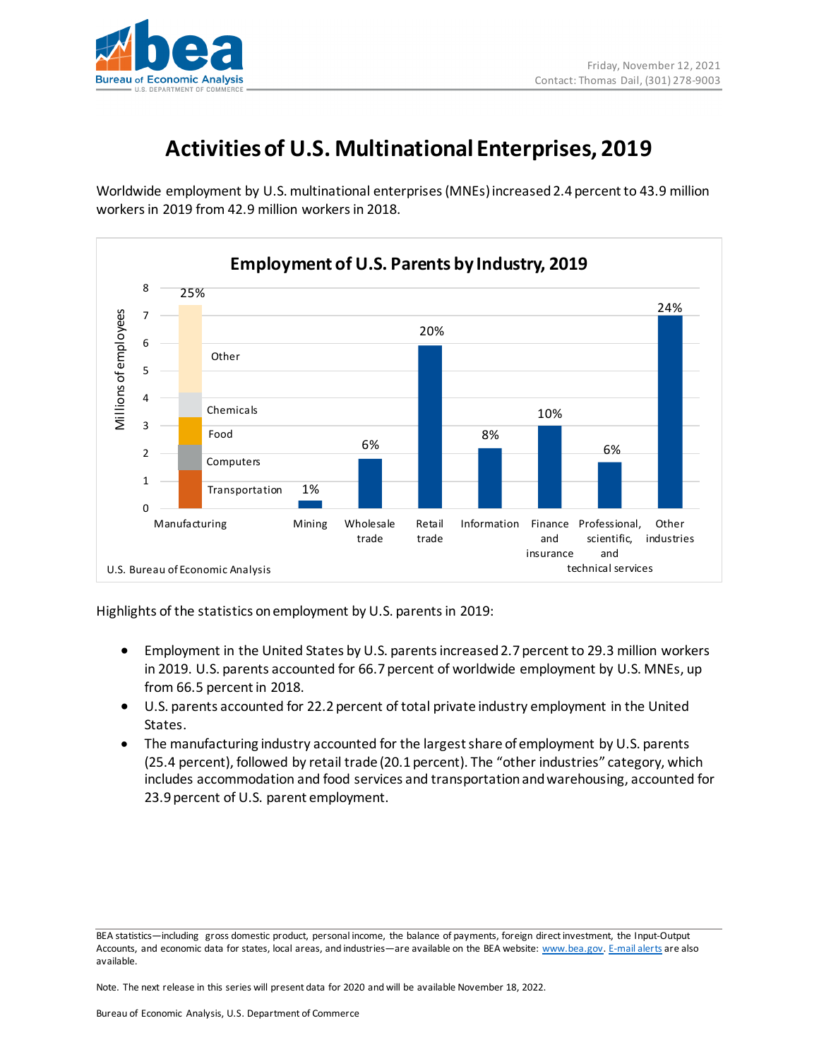Friday, November 12, 2021
Contact: Thomas Dail, (301) 278-9003

# Activities of U.S. Multinational Enterprises, 2019

Worldwide employment by U.S. multinational enterprises (MNEs) increased 2.4 percent to 43.9 million workers in 2019 from 42.9 million workers in 2018.

**Employment of U.S. Parents by Industry, 2019**

| Industry | Share |
|---|---|
| Manufacturing (Transportation, Computers, Food, Chemicals, Other) | 25% |
| Mining | 1% |
| Wholesale trade | 6% |
| Retail trade | 20% |
| Information | 8% |
| Finance and insurance | 10% |
| Professional, scientific, and technical services | 6% |
| Other industries | 24% |

Millions of employees

U.S. Bureau of Economic Analysis

Highlights of the statistics on employment by U.S. parents in 2019:

- Employment in the United States by U.S. parents increased 2.7 percent to 29.3 million workers in 2019. U.S. parents accounted for 66.7 percent of worldwide employment by U.S. MNEs, up from 66.5 percent in 2018.
- U.S. parents accounted for 22.2 percent of total private industry employment in the United States.
- The manufacturing industry accounted for the largest share of employment by U.S. parents (25.4 percent), followed by retail trade (20.1 percent). The "other industries" category, which includes accommodation and food services and transportation and warehousing, accounted for 23.9 percent of U.S. parent employment.

BEA statistics—including gross domestic product, personal income, the balance of payments, foreign direct investment, the Input-Output Accounts, and economic data for states, local areas, and industries—are available on the BEA website: www.bea.gov. E-mail alerts are also available.

Note. The next release in this series will present data for 2020 and will be available November 18, 2022.

Bureau of Economic Analysis, U.S. Department of Commerce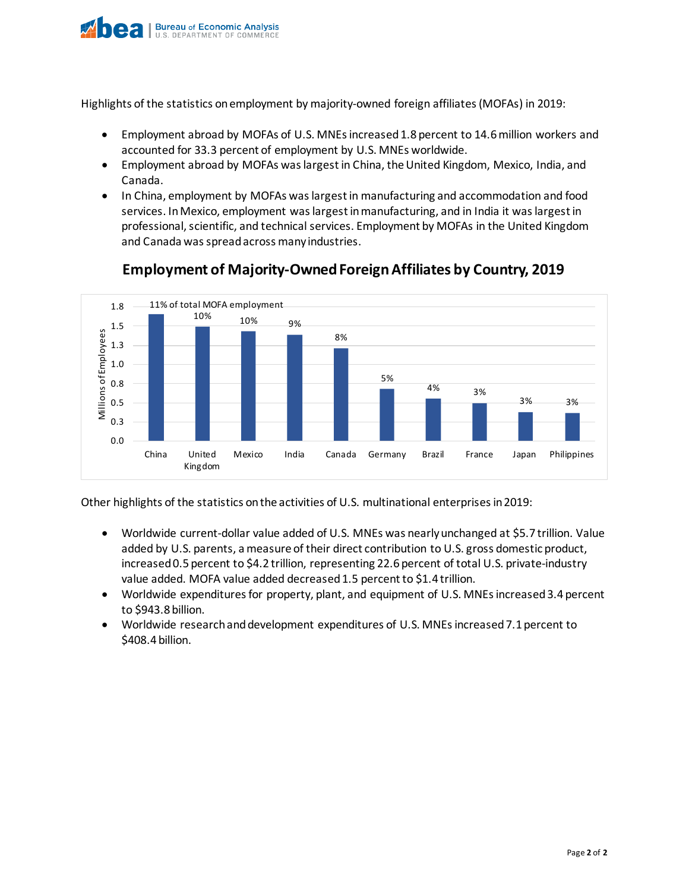Highlights of the statistics on employment by majority-owned foreign affiliates (MOFAs) in 2019:

- Employment abroad by MOFAs of U.S. MNEs increased 1.8 percent to 14.6 million workers and accounted for 33.3 percent of employment by U.S. MNEs worldwide.
- Employment abroad by MOFAs was largest in China, the United Kingdom, Mexico, India, and Canada.
- In China, employment by MOFAs was largest in manufacturing and accommodation and food services. In Mexico, employment was largest in manufacturing, and in India it was largest in professional, scientific, and technical services. Employment by MOFAs in the United Kingdom and Canada was spread across many industries.

## Employment of Majority-Owned Foreign Affiliates by Country, 2019

Millions of Employees

1.8
1.5
1.3
1.0
0.8
0.5
0.3
0.0

China: 11% of total MOFA employment
United Kingdom: 10%
Mexico: 10%
India: 9%
Canada: 8%
Germany: 5%
Brazil: 4%
France: 3%
Japan: 3%
Philippines: 3%

Other highlights of the statistics on the activities of U.S. multinational enterprises in 2019:

- Worldwide current-dollar value added of U.S. MNEs was nearly unchanged at $5.7 trillion. Value added by U.S. parents, a measure of their direct contribution to U.S. gross domestic product, increased 0.5 percent to $4.2 trillion, representing 22.6 percent of total U.S. private-industry value added. MOFA value added decreased 1.5 percent to $1.4 trillion.
- Worldwide expenditures for property, plant, and equipment of U.S. MNEs increased 3.4 percent to $943.8 billion.
- Worldwide research and development expenditures of U.S. MNEs increased 7.1 percent to $408.4 billion.